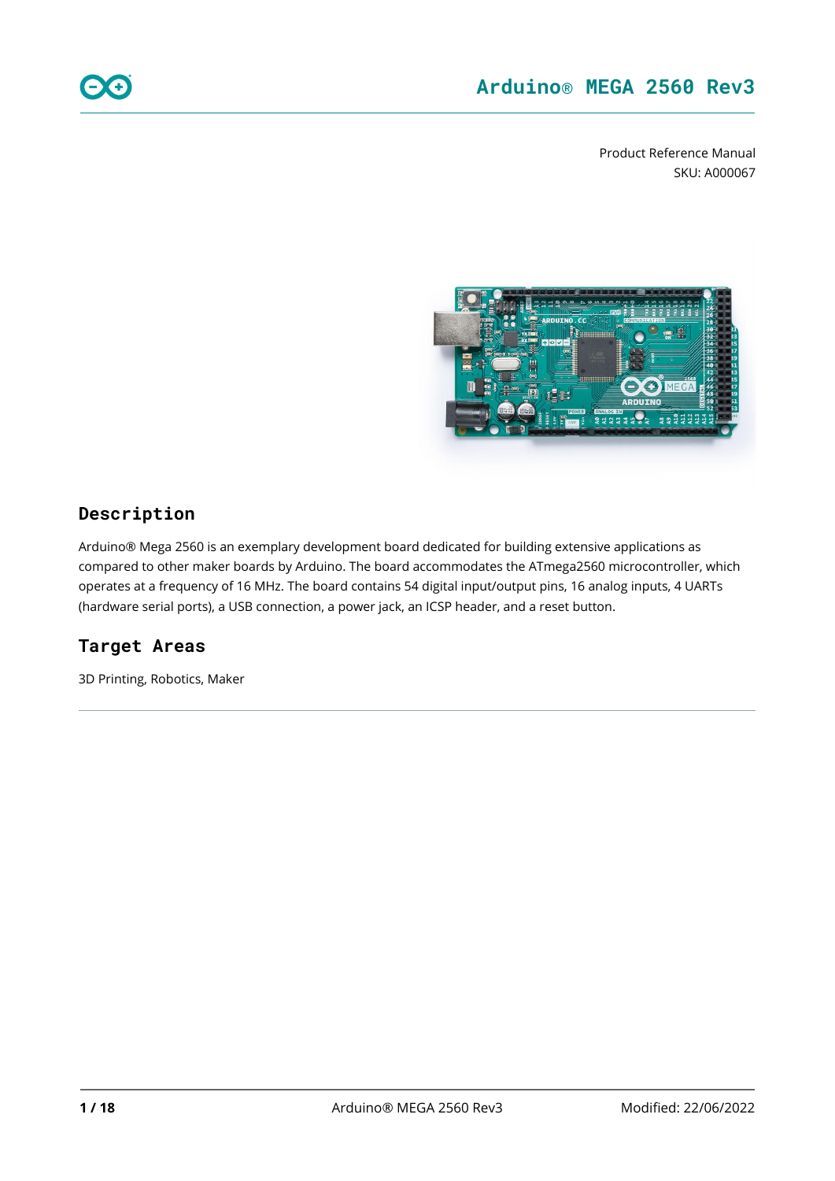# Arduino® MEGA 2560 Rev3

Product Reference Manual
SKU: A000067

## Description

Arduino® Mega 2560 is an exemplary development board dedicated for building extensive applications as compared to other maker boards by Arduino. The board accommodates the ATmega2560 microcontroller, which operates at a frequency of 16 MHz. The board contains 54 digital input/output pins, 16 analog inputs, 4 UARTs (hardware serial ports), a USB connection, a power jack, an ICSP header, and a reset button.

## Target Areas

3D Printing, Robotics, Maker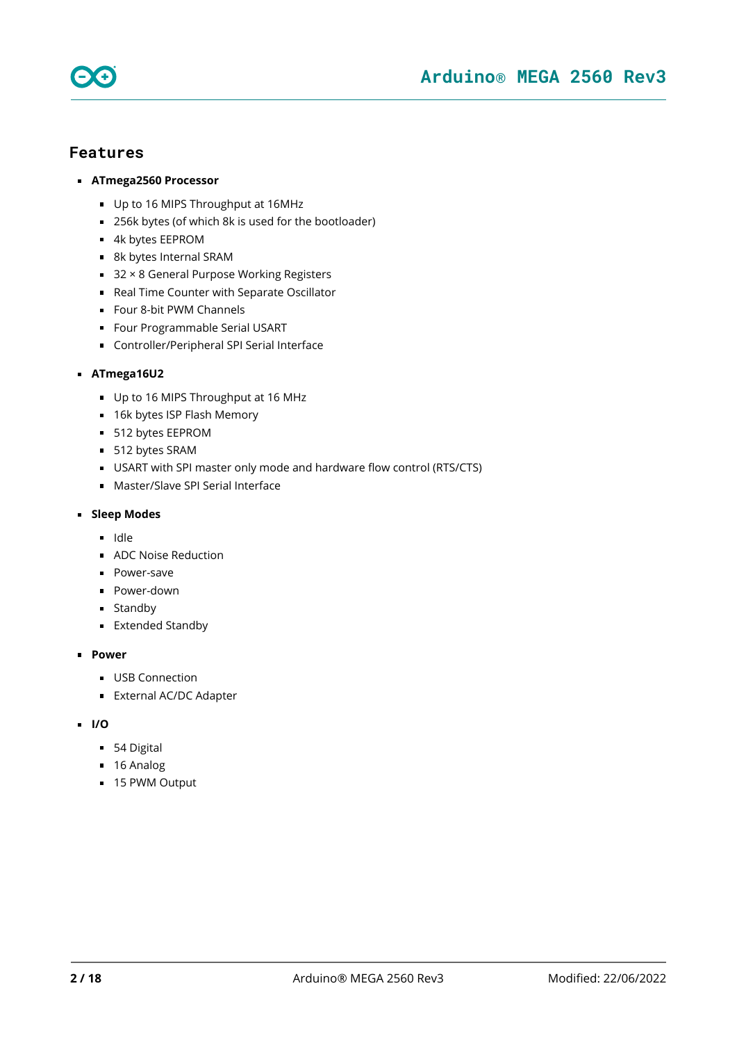## Features

- **ATmega2560 Processor**
  - Up to 16 MIPS Throughput at 16MHz
  - 256k bytes (of which 8k is used for the bootloader)
  - 4k bytes EEPROM
  - 8k bytes Internal SRAM
  - 32 × 8 General Purpose Working Registers
  - Real Time Counter with Separate Oscillator
  - Four 8-bit PWM Channels
  - Four Programmable Serial USART
  - Controller/Peripheral SPI Serial Interface
- **ATmega16U2**
  - Up to 16 MIPS Throughput at 16 MHz
  - 16k bytes ISP Flash Memory
  - 512 bytes EEPROM
  - 512 bytes SRAM
  - USART with SPI master only mode and hardware flow control (RTS/CTS)
  - Master/Slave SPI Serial Interface
- **Sleep Modes**
  - Idle
  - ADC Noise Reduction
  - Power-save
  - Power-down
  - Standby
  - Extended Standby
- **Power**
  - USB Connection
  - External AC/DC Adapter
- **I/O**
  - 54 Digital
  - 16 Analog
  - 15 PWM Output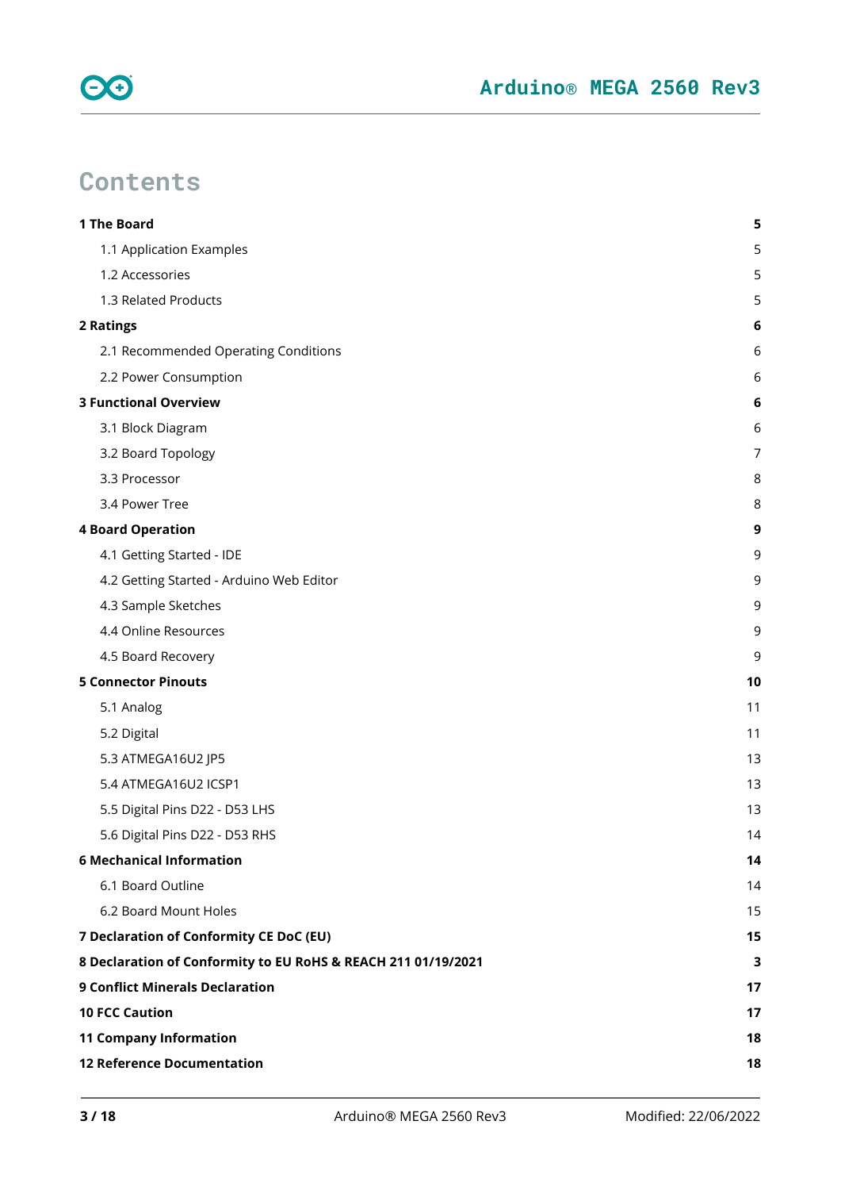# Contents

| | |
|---|---|
| **1 The Board** | **5** |
| 1.1 Application Examples | 5 |
| 1.2 Accessories | 5 |
| 1.3 Related Products | 5 |
| **2 Ratings** | **6** |
| 2.1 Recommended Operating Conditions | 6 |
| 2.2 Power Consumption | 6 |
| **3 Functional Overview** | **6** |
| 3.1 Block Diagram | 6 |
| 3.2 Board Topology | 7 |
| 3.3 Processor | 8 |
| 3.4 Power Tree | 8 |
| **4 Board Operation** | **9** |
| 4.1 Getting Started - IDE | 9 |
| 4.2 Getting Started - Arduino Web Editor | 9 |
| 4.3 Sample Sketches | 9 |
| 4.4 Online Resources | 9 |
| 4.5 Board Recovery | 9 |
| **5 Connector Pinouts** | **10** |
| 5.1 Analog | 11 |
| 5.2 Digital | 11 |
| 5.3 ATMEGA16U2 JP5 | 13 |
| 5.4 ATMEGA16U2 ICSP1 | 13 |
| 5.5 Digital Pins D22 - D53 LHS | 13 |
| 5.6 Digital Pins D22 - D53 RHS | 14 |
| **6 Mechanical Information** | **14** |
| 6.1 Board Outline | 14 |
| 6.2 Board Mount Holes | 15 |
| **7 Declaration of Conformity CE DoC (EU)** | **15** |
| **8 Declaration of Conformity to EU RoHS & REACH 211 01/19/2021** | **3** |
| **9 Conflict Minerals Declaration** | **17** |
| **10 FCC Caution** | **17** |
| **11 Company Information** | **18** |
| **12 Reference Documentation** | **18** |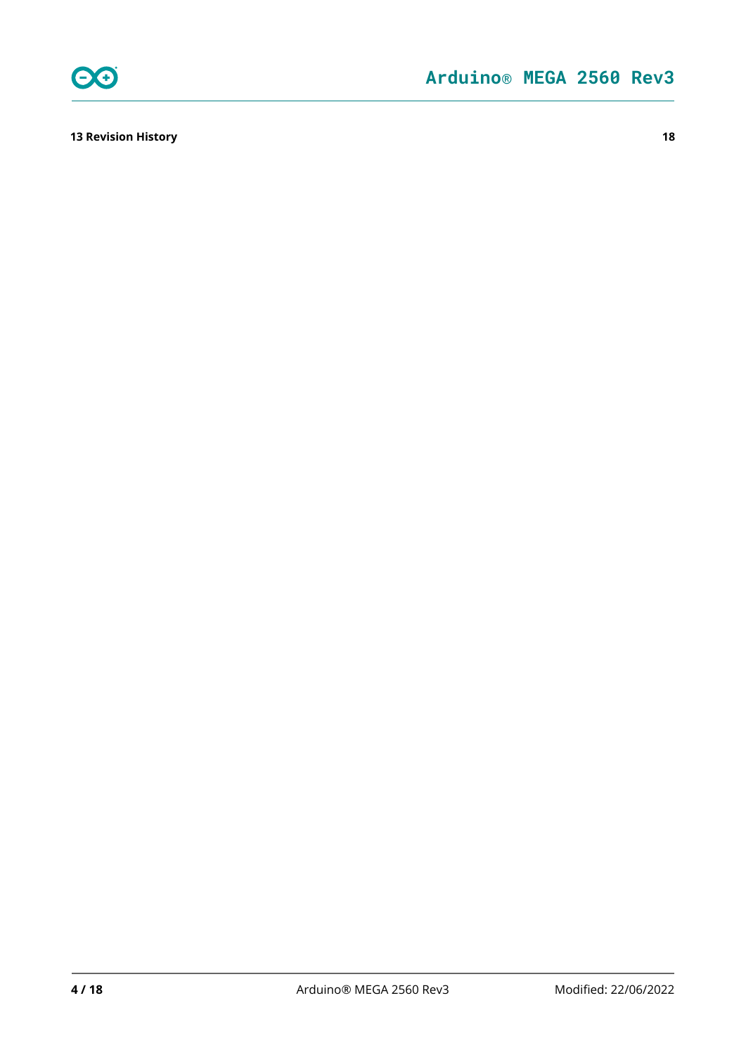**13 Revision History** **18**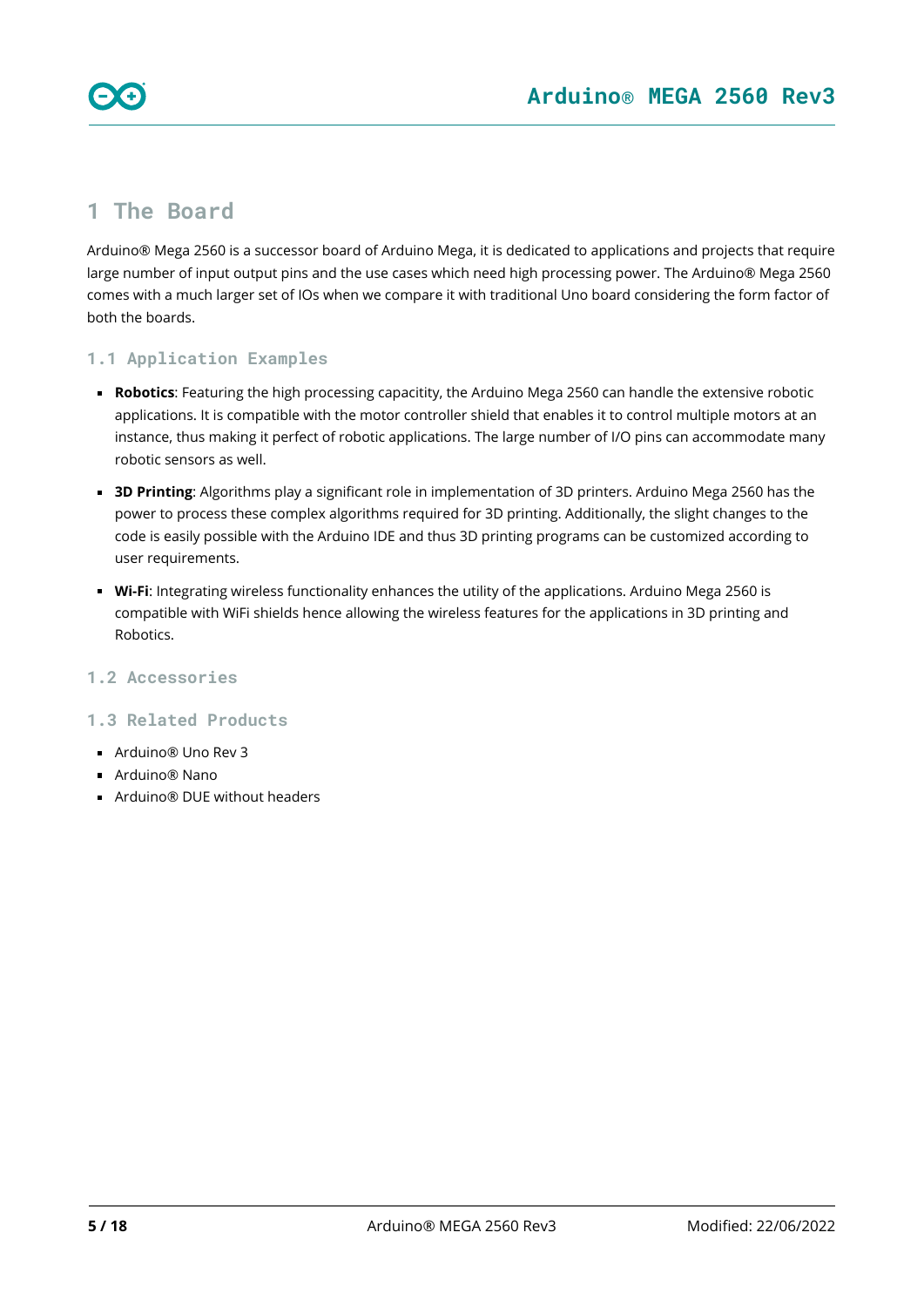# 1 The Board

Arduino® Mega 2560 is a successor board of Arduino Mega, it is dedicated to applications and projects that require large number of input output pins and the use cases which need high processing power. The Arduino® Mega 2560 comes with a much larger set of IOs when we compare it with traditional Uno board considering the form factor of both the boards.

## 1.1 Application Examples

- **Robotics**: Featuring the high processing capacitity, the Arduino Mega 2560 can handle the extensive robotic applications. It is compatible with the motor controller shield that enables it to control multiple motors at an instance, thus making it perfect of robotic applications. The large number of I/O pins can accommodate many robotic sensors as well.
- **3D Printing**: Algorithms play a significant role in implementation of 3D printers. Arduino Mega 2560 has the power to process these complex algorithms required for 3D printing. Additionally, the slight changes to the code is easily possible with the Arduino IDE and thus 3D printing programs can be customized according to user requirements.
- **Wi-Fi**: Integrating wireless functionality enhances the utility of the applications. Arduino Mega 2560 is compatible with WiFi shields hence allowing the wireless features for the applications in 3D printing and Robotics.

## 1.2 Accessories

## 1.3 Related Products

- Arduino® Uno Rev 3
- Arduino® Nano
- Arduino® DUE without headers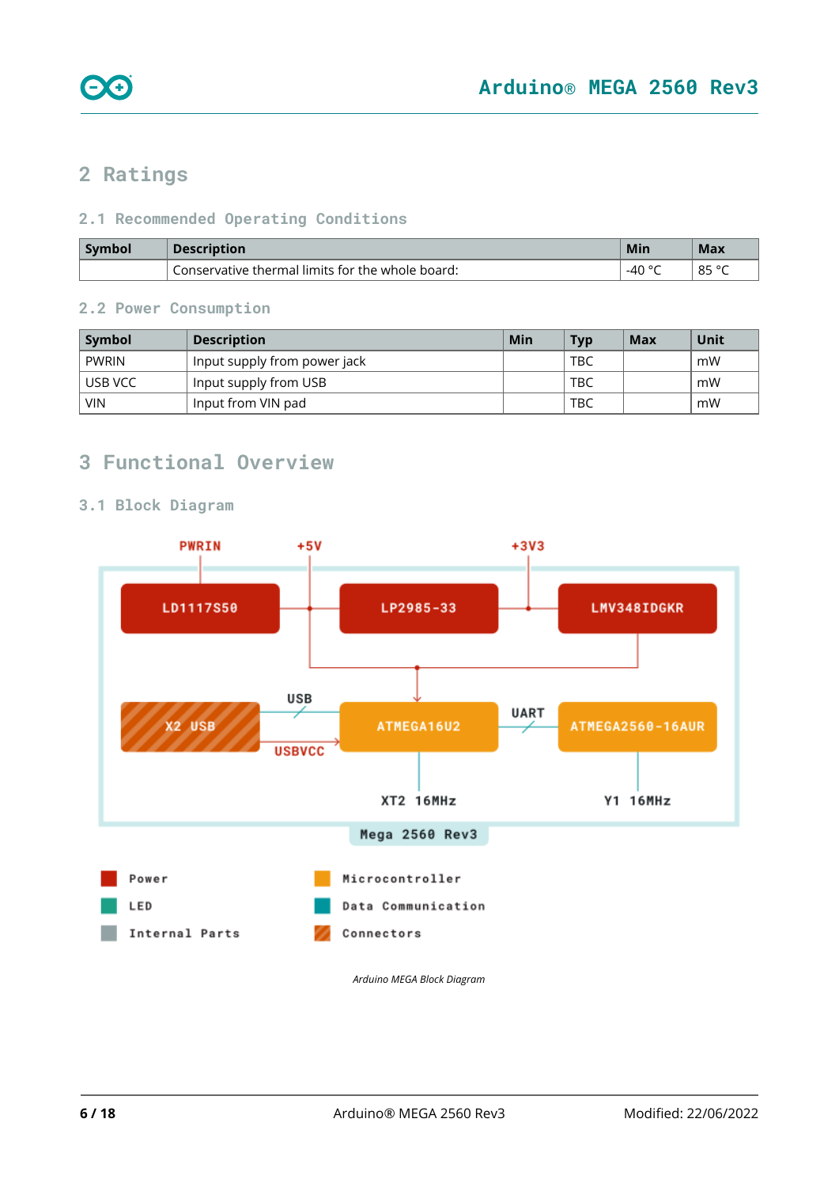## 2 Ratings

### 2.1 Recommended Operating Conditions

| Symbol | Description | Min | Max |
| --- | --- | --- | --- |
| | Conservative thermal limits for the whole board: | -40 °C | 85 °C |

### 2.2 Power Consumption

| Symbol | Description | Min | Typ | Max | Unit |
| --- | --- | --- | --- | --- | --- |
| PWRIN | Input supply from power jack | | TBC | | mW |
| USB VCC | Input supply from USB | | TBC | | mW |
| VIN | Input from VIN pad | | TBC | | mW |

## 3 Functional Overview

### 3.1 Block Diagram

PWRIN +5V +3V3

LD1117S50 LP2985-33 LMV348IDGKR

X2 USB USB USBVCC ATMEGA16U2 UART ATMEGA2560-16AUR

XT2 16MHz Y1 16MHz

Mega 2560 Rev3

Power LED Internal Parts Microcontroller Data Communication Connectors

*Arduino MEGA Block Diagram*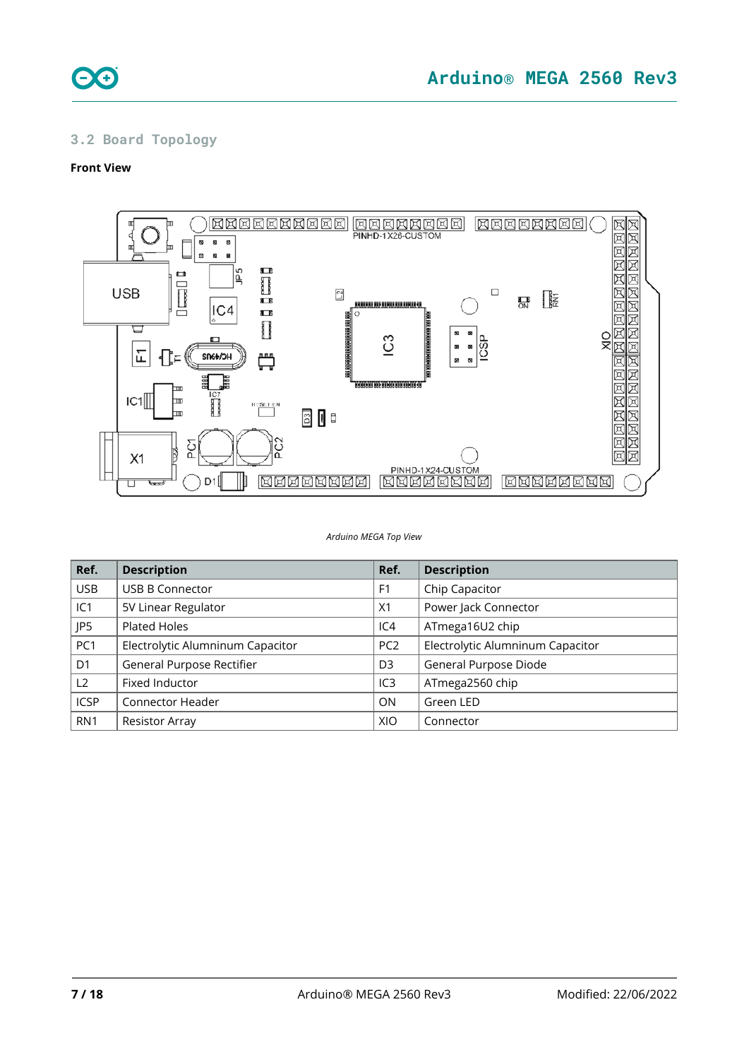## 3.2 Board Topology

**Front View**

*Arduino MEGA Top View*

| Ref. | Description | Ref. | Description |
|---|---|---|---|
| USB | USB B Connector | F1 | Chip Capacitor |
| IC1 | 5V Linear Regulator | X1 | Power Jack Connector |
| JP5 | Plated Holes | IC4 | ATmega16U2 chip |
| PC1 | Electrolytic Alumninum Capacitor | PC2 | Electrolytic Alumninum Capacitor |
| D1 | General Purpose Rectifier | D3 | General Purpose Diode |
| L2 | Fixed Inductor | IC3 | ATmega2560 chip |
| ICSP | Connector Header | ON | Green LED |
| RN1 | Resistor Array | XIO | Connector |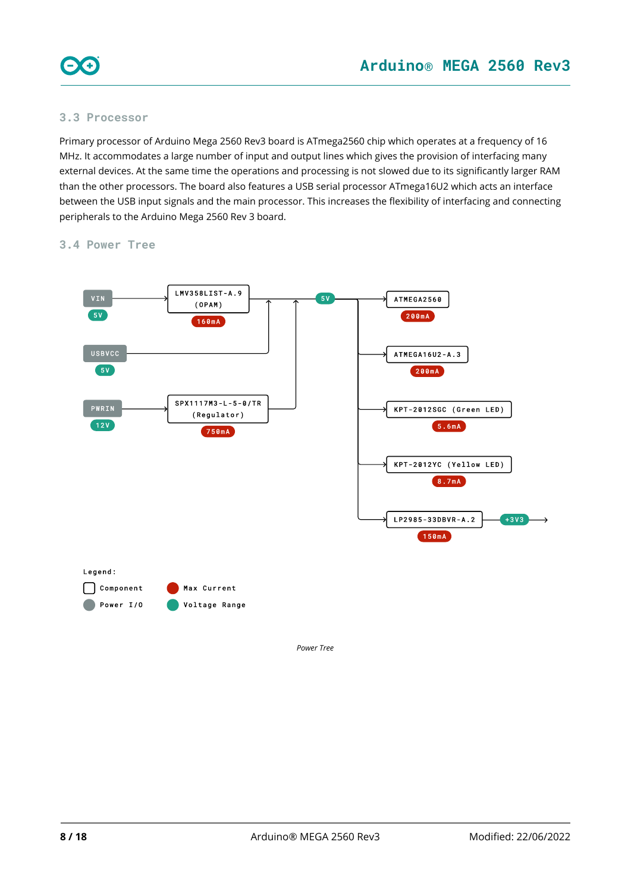### 3.3 Processor

Primary processor of Arduino Mega 2560 Rev3 board is ATmega2560 chip which operates at a frequency of 16 MHz. It accommodates a large number of input and output lines which gives the provision of interfacing many external devices. At the same time the operations and processing is not slowed due to its significantly larger RAM than the other processors. The board also features a USB serial processor ATmega16U2 which acts an interface between the USB input signals and the main processor. This increases the flexibility of interfacing and connecting peripherals to the Arduino Mega 2560 Rev 3 board.

### 3.4 Power Tree

VIN 5V → LMV358LIST-A.9 (OPAM) 160mA → 5V

USBVCC 5V → 5V

PWRIN 12V → SPX1117M3-L-5-0/TR (Regulator) 750mA → 5V

5V → ATMEGA2560 200mA

5V → ATMEGA16U2-A.3 200mA

5V → KPT-2012SGC (Green LED) 5.6mA

5V → KPT-2012YC (Yellow LED) 8.7mA

5V → LP2985-33DBVR-A.2 150mA → +3V3

Legend:

- Component
- Max Current
- Power I/O
- Voltage Range

*Power Tree*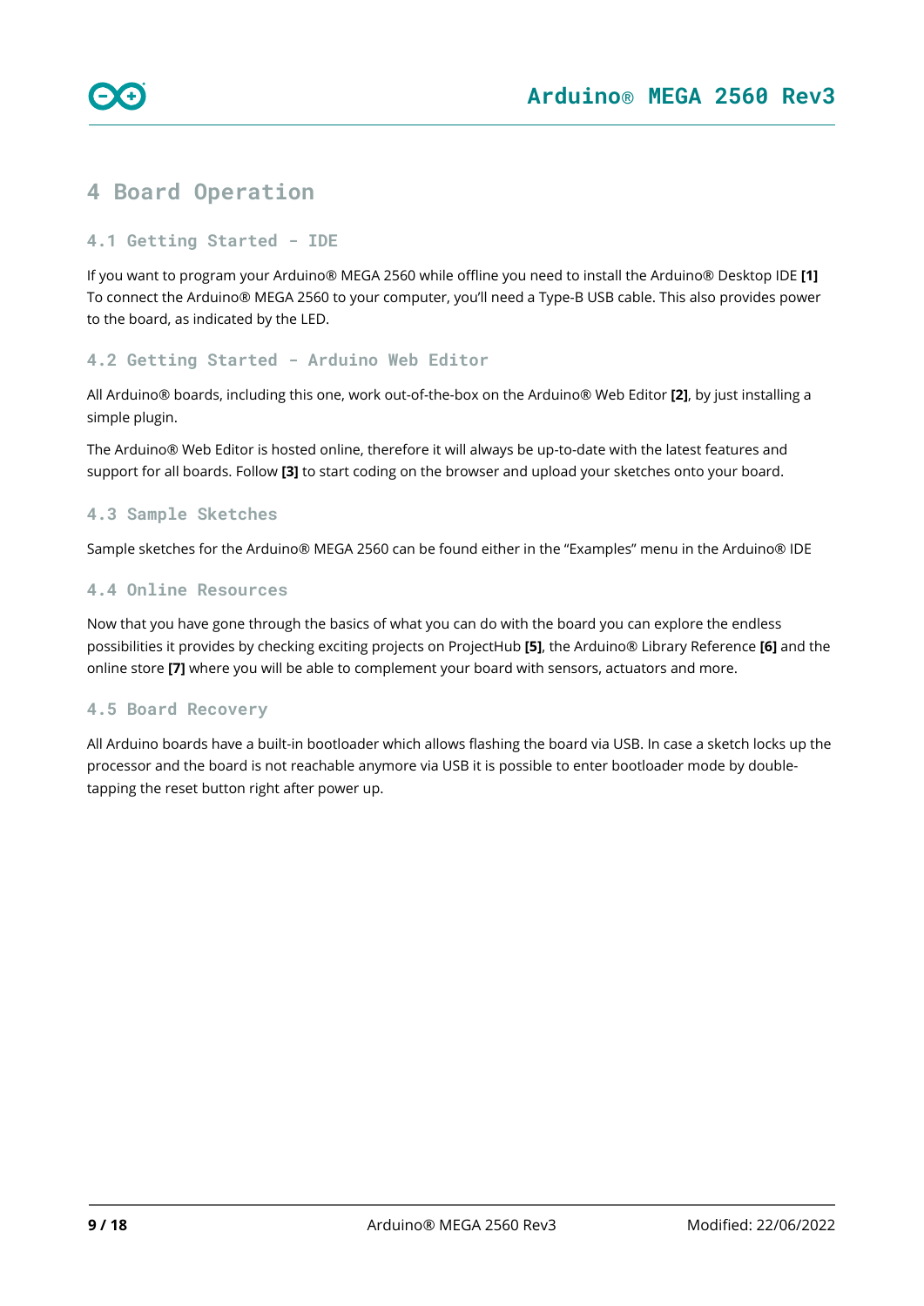# 4 Board Operation

## 4.1 Getting Started - IDE

If you want to program your Arduino® MEGA 2560 while offline you need to install the Arduino® Desktop IDE **[1]** To connect the Arduino® MEGA 2560 to your computer, you'll need a Type-B USB cable. This also provides power to the board, as indicated by the LED.

## 4.2 Getting Started - Arduino Web Editor

All Arduino® boards, including this one, work out-of-the-box on the Arduino® Web Editor **[2]**, by just installing a simple plugin.

The Arduino® Web Editor is hosted online, therefore it will always be up-to-date with the latest features and support for all boards. Follow **[3]** to start coding on the browser and upload your sketches onto your board.

## 4.3 Sample Sketches

Sample sketches for the Arduino® MEGA 2560 can be found either in the "Examples" menu in the Arduino® IDE

## 4.4 Online Resources

Now that you have gone through the basics of what you can do with the board you can explore the endless possibilities it provides by checking exciting projects on ProjectHub **[5]**, the Arduino® Library Reference **[6]** and the online store **[7]** where you will be able to complement your board with sensors, actuators and more.

## 4.5 Board Recovery

All Arduino boards have a built-in bootloader which allows flashing the board via USB. In case a sketch locks up the processor and the board is not reachable anymore via USB it is possible to enter bootloader mode by double-tapping the reset button right after power up.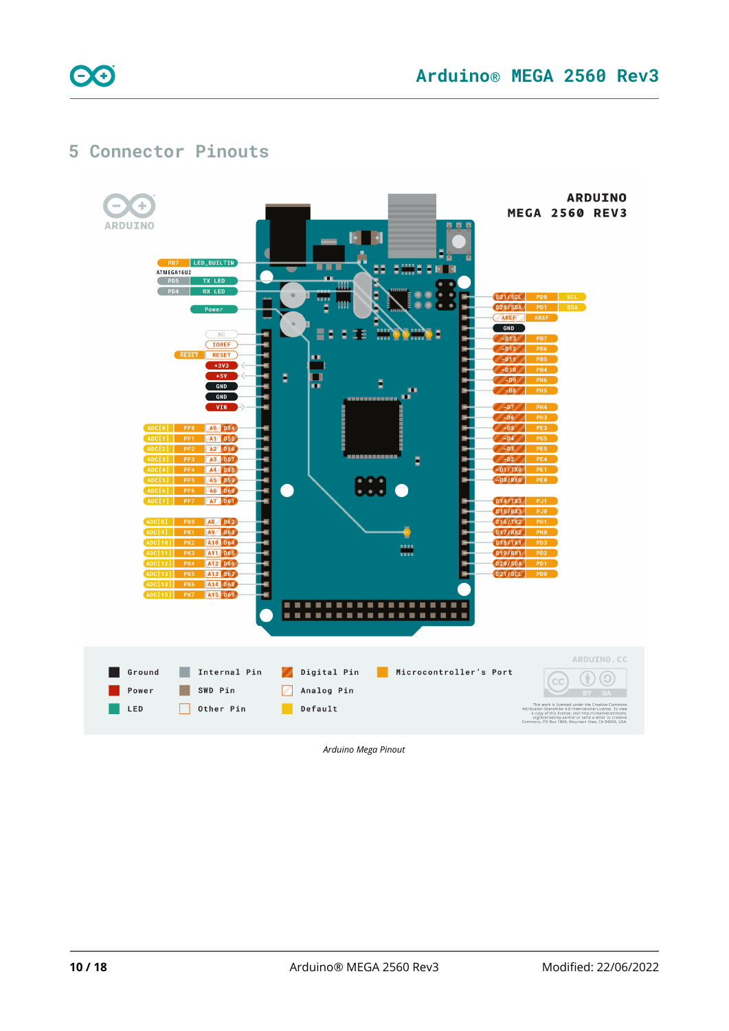# 5 Connector Pinouts

*Arduino Mega Pinout*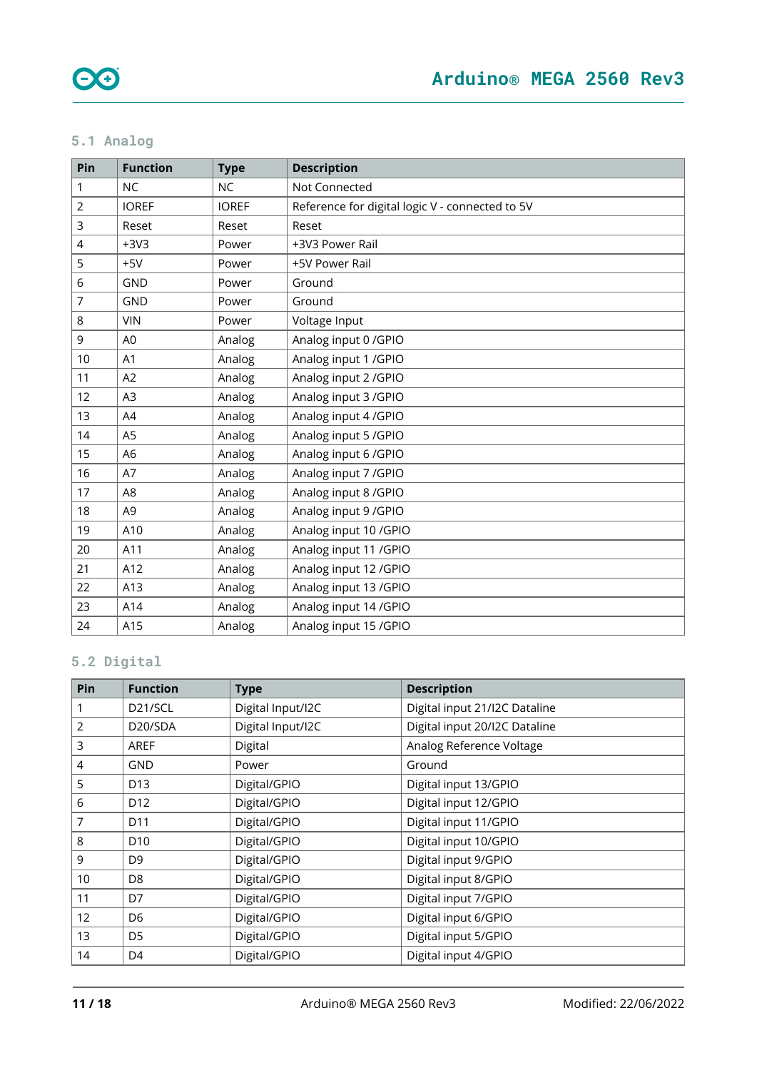### 5.1 Analog

| Pin | Function | Type | Description |
|---|---|---|---|
| 1 | NC | NC | Not Connected |
| 2 | IOREF | IOREF | Reference for digital logic V - connected to 5V |
| 3 | Reset | Reset | Reset |
| 4 | +3V3 | Power | +3V3 Power Rail |
| 5 | +5V | Power | +5V Power Rail |
| 6 | GND | Power | Ground |
| 7 | GND | Power | Ground |
| 8 | VIN | Power | Voltage Input |
| 9 | A0 | Analog | Analog input 0 /GPIO |
| 10 | A1 | Analog | Analog input 1 /GPIO |
| 11 | A2 | Analog | Analog input 2 /GPIO |
| 12 | A3 | Analog | Analog input 3 /GPIO |
| 13 | A4 | Analog | Analog input 4 /GPIO |
| 14 | A5 | Analog | Analog input 5 /GPIO |
| 15 | A6 | Analog | Analog input 6 /GPIO |
| 16 | A7 | Analog | Analog input 7 /GPIO |
| 17 | A8 | Analog | Analog input 8 /GPIO |
| 18 | A9 | Analog | Analog input 9 /GPIO |
| 19 | A10 | Analog | Analog input 10 /GPIO |
| 20 | A11 | Analog | Analog input 11 /GPIO |
| 21 | A12 | Analog | Analog input 12 /GPIO |
| 22 | A13 | Analog | Analog input 13 /GPIO |
| 23 | A14 | Analog | Analog input 14 /GPIO |
| 24 | A15 | Analog | Analog input 15 /GPIO |

### 5.2 Digital

| Pin | Function | Type | Description |
|---|---|---|---|
| 1 | D21/SCL | Digital Input/I2C | Digital input 21/I2C Dataline |
| 2 | D20/SDA | Digital Input/I2C | Digital input 20/I2C Dataline |
| 3 | AREF | Digital | Analog Reference Voltage |
| 4 | GND | Power | Ground |
| 5 | D13 | Digital/GPIO | Digital input 13/GPIO |
| 6 | D12 | Digital/GPIO | Digital input 12/GPIO |
| 7 | D11 | Digital/GPIO | Digital input 11/GPIO |
| 8 | D10 | Digital/GPIO | Digital input 10/GPIO |
| 9 | D9 | Digital/GPIO | Digital input 9/GPIO |
| 10 | D8 | Digital/GPIO | Digital input 8/GPIO |
| 11 | D7 | Digital/GPIO | Digital input 7/GPIO |
| 12 | D6 | Digital/GPIO | Digital input 6/GPIO |
| 13 | D5 | Digital/GPIO | Digital input 5/GPIO |
| 14 | D4 | Digital/GPIO | Digital input 4/GPIO |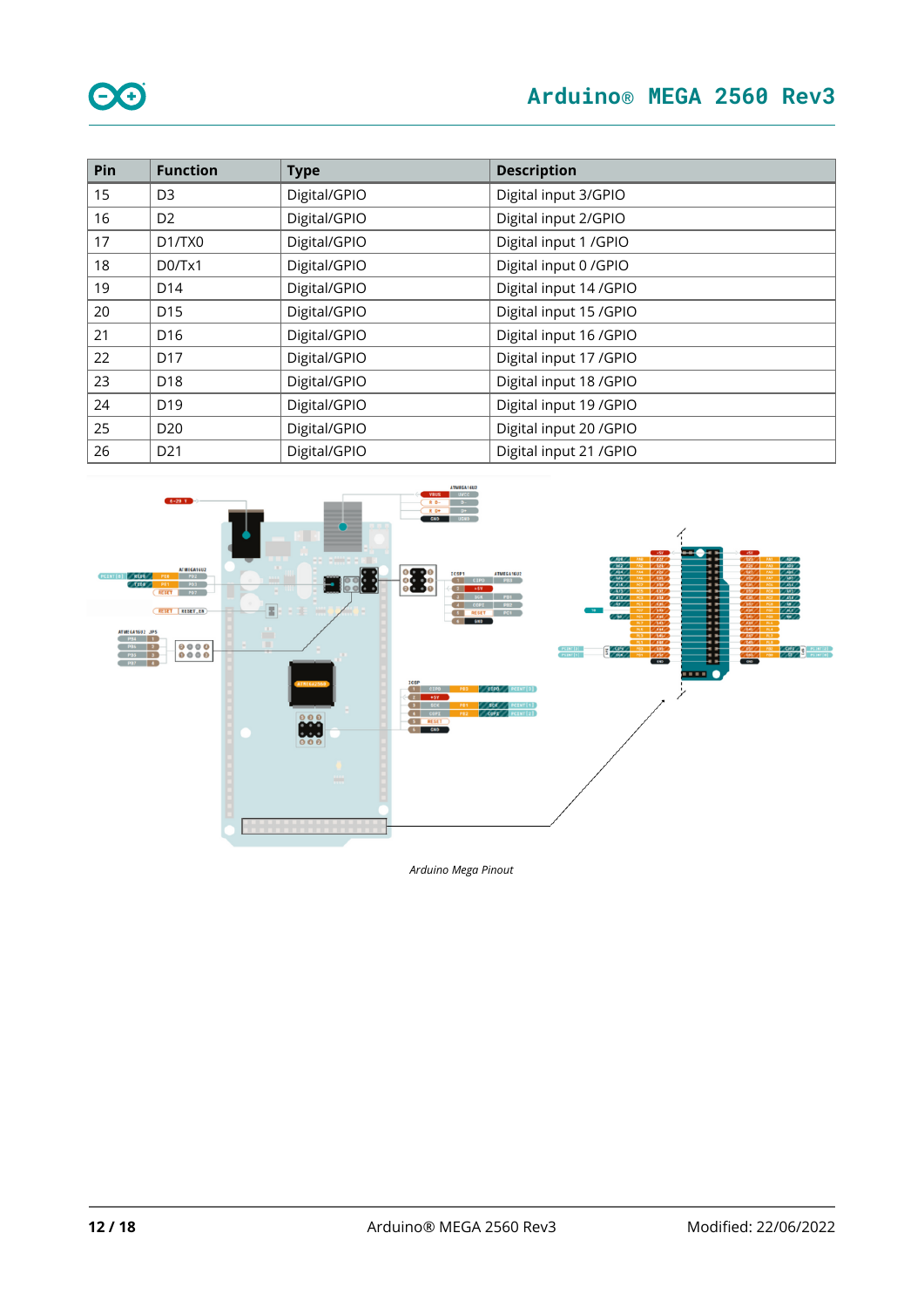| Pin | Function | Type | Description |
|---|---|---|---|
| 15 | D3 | Digital/GPIO | Digital input 3/GPIO |
| 16 | D2 | Digital/GPIO | Digital input 2/GPIO |
| 17 | D1/TX0 | Digital/GPIO | Digital input 1 /GPIO |
| 18 | D0/Tx1 | Digital/GPIO | Digital input 0 /GPIO |
| 19 | D14 | Digital/GPIO | Digital input 14 /GPIO |
| 20 | D15 | Digital/GPIO | Digital input 15 /GPIO |
| 21 | D16 | Digital/GPIO | Digital input 16 /GPIO |
| 22 | D17 | Digital/GPIO | Digital input 17 /GPIO |
| 23 | D18 | Digital/GPIO | Digital input 18 /GPIO |
| 24 | D19 | Digital/GPIO | Digital input 19 /GPIO |
| 25 | D20 | Digital/GPIO | Digital input 20 /GPIO |
| 26 | D21 | Digital/GPIO | Digital input 21 /GPIO |

*Arduino Mega Pinout*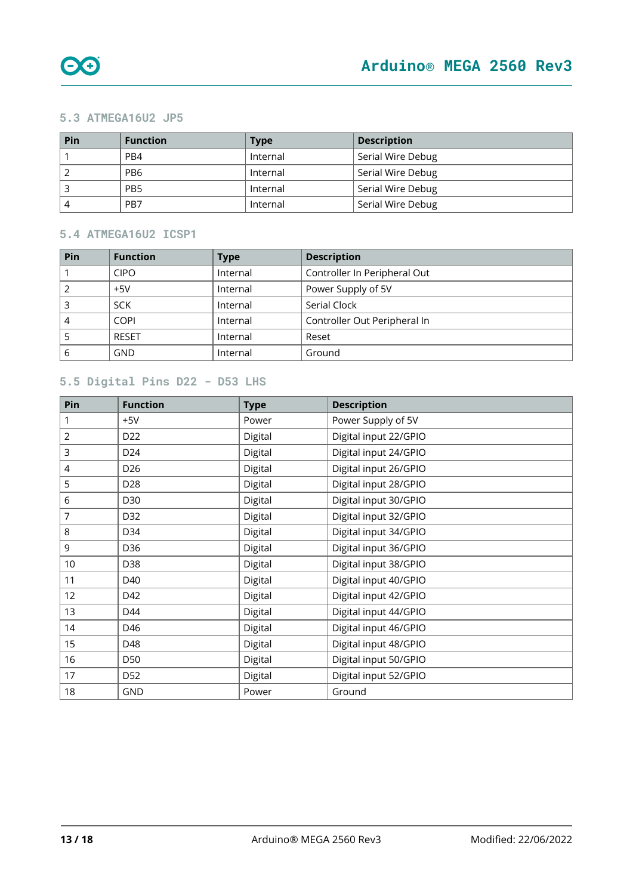### 5.3 ATMEGA16U2 JP5

| Pin | Function | Type | Description |
|---|---|---|---|
| 1 | PB4 | Internal | Serial Wire Debug |
| 2 | PB6 | Internal | Serial Wire Debug |
| 3 | PB5 | Internal | Serial Wire Debug |
| 4 | PB7 | Internal | Serial Wire Debug |

### 5.4 ATMEGA16U2 ICSP1

| Pin | Function | Type | Description |
|---|---|---|---|
| 1 | CIPO | Internal | Controller In Peripheral Out |
| 2 | +5V | Internal | Power Supply of 5V |
| 3 | SCK | Internal | Serial Clock |
| 4 | COPI | Internal | Controller Out Peripheral In |
| 5 | RESET | Internal | Reset |
| 6 | GND | Internal | Ground |

### 5.5 Digital Pins D22 - D53 LHS

| Pin | Function | Type | Description |
|---|---|---|---|
| 1 | +5V | Power | Power Supply of 5V |
| 2 | D22 | Digital | Digital input 22/GPIO |
| 3 | D24 | Digital | Digital input 24/GPIO |
| 4 | D26 | Digital | Digital input 26/GPIO |
| 5 | D28 | Digital | Digital input 28/GPIO |
| 6 | D30 | Digital | Digital input 30/GPIO |
| 7 | D32 | Digital | Digital input 32/GPIO |
| 8 | D34 | Digital | Digital input 34/GPIO |
| 9 | D36 | Digital | Digital input 36/GPIO |
| 10 | D38 | Digital | Digital input 38/GPIO |
| 11 | D40 | Digital | Digital input 40/GPIO |
| 12 | D42 | Digital | Digital input 42/GPIO |
| 13 | D44 | Digital | Digital input 44/GPIO |
| 14 | D46 | Digital | Digital input 46/GPIO |
| 15 | D48 | Digital | Digital input 48/GPIO |
| 16 | D50 | Digital | Digital input 50/GPIO |
| 17 | D52 | Digital | Digital input 52/GPIO |
| 18 | GND | Power | Ground |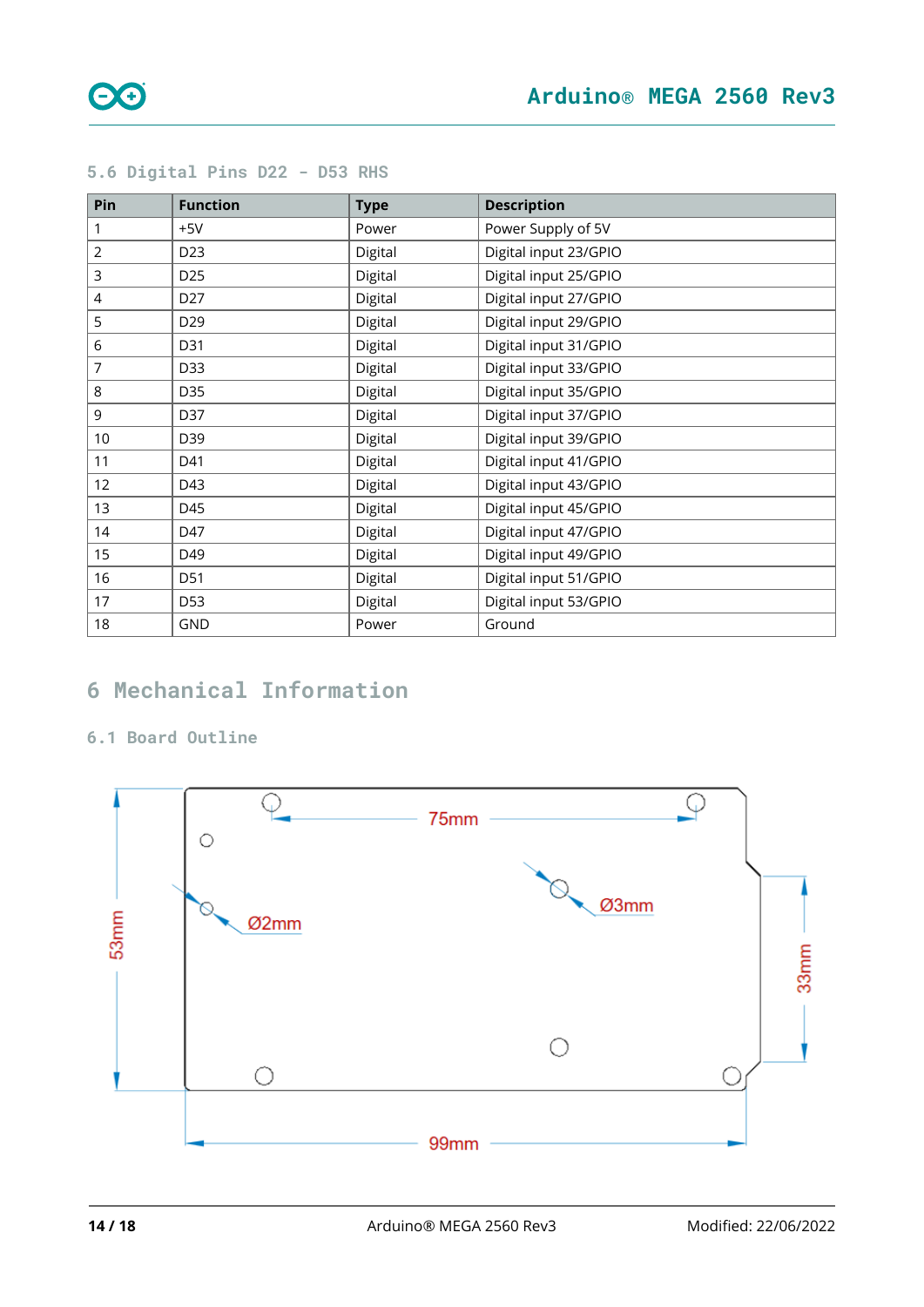### 5.6 Digital Pins D22 - D53 RHS

| Pin | Function | Type | Description |
|---|---|---|---|
| 1 | +5V | Power | Power Supply of 5V |
| 2 | D23 | Digital | Digital input 23/GPIO |
| 3 | D25 | Digital | Digital input 25/GPIO |
| 4 | D27 | Digital | Digital input 27/GPIO |
| 5 | D29 | Digital | Digital input 29/GPIO |
| 6 | D31 | Digital | Digital input 31/GPIO |
| 7 | D33 | Digital | Digital input 33/GPIO |
| 8 | D35 | Digital | Digital input 35/GPIO |
| 9 | D37 | Digital | Digital input 37/GPIO |
| 10 | D39 | Digital | Digital input 39/GPIO |
| 11 | D41 | Digital | Digital input 41/GPIO |
| 12 | D43 | Digital | Digital input 43/GPIO |
| 13 | D45 | Digital | Digital input 45/GPIO |
| 14 | D47 | Digital | Digital input 47/GPIO |
| 15 | D49 | Digital | Digital input 49/GPIO |
| 16 | D51 | Digital | Digital input 51/GPIO |
| 17 | D53 | Digital | Digital input 53/GPIO |
| 18 | GND | Power | Ground |

# 6 Mechanical Information

## 6.1 Board Outline

75mm

Ø2mm

Ø3mm

53mm

33mm

99mm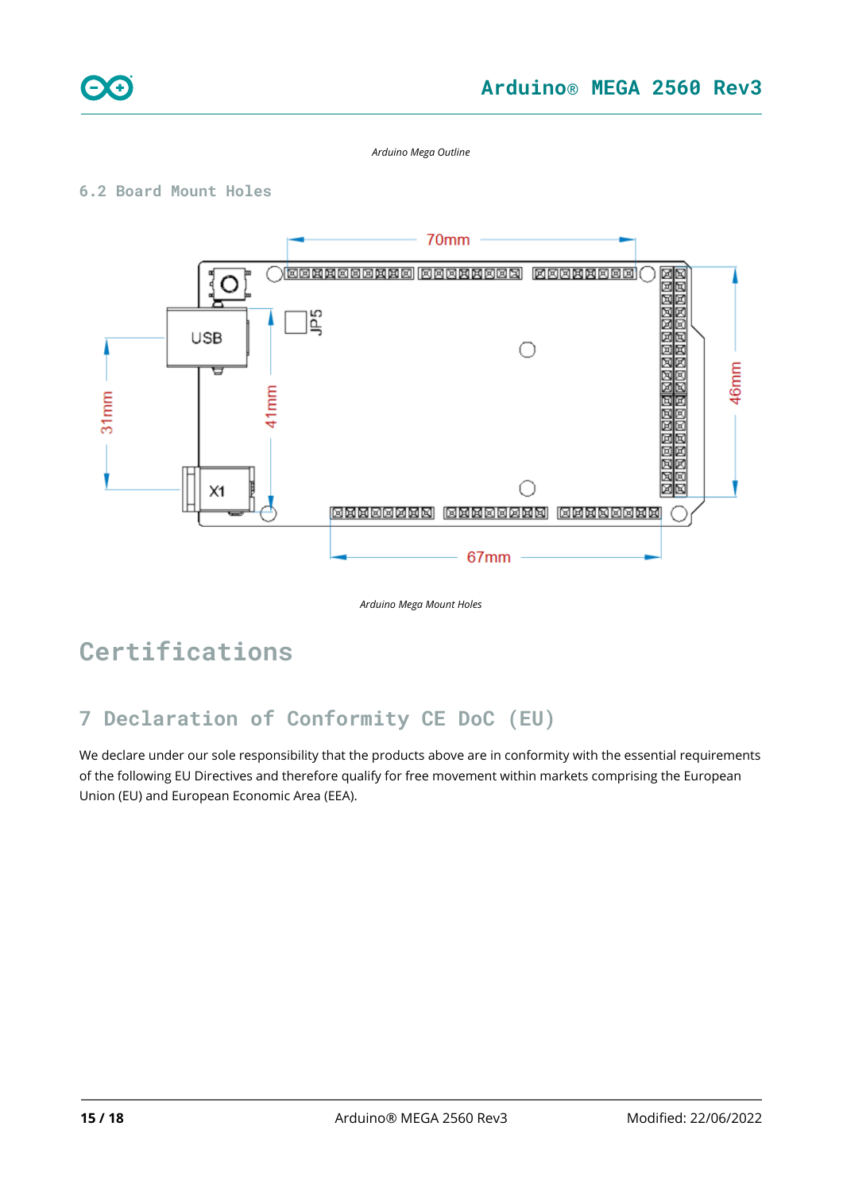*Arduino Mega Outline*

### 6.2 Board Mount Holes

*Arduino Mega Mount Holes*

# Certifications

## 7 Declaration of Conformity CE DoC (EU)

We declare under our sole responsibility that the products above are in conformity with the essential requirements of the following EU Directives and therefore qualify for free movement within markets comprising the European Union (EU) and European Economic Area (EEA).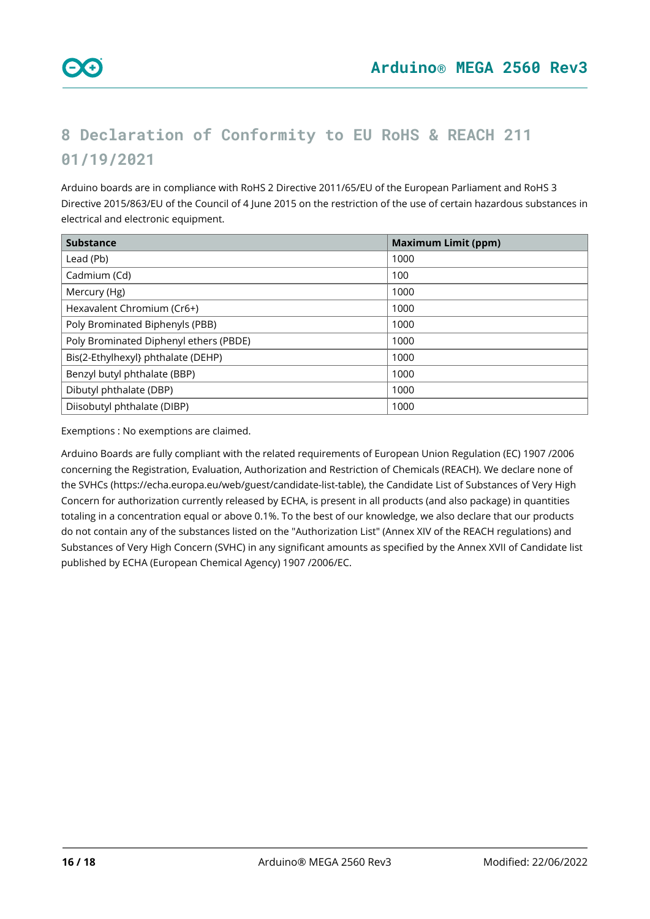# 8 Declaration of Conformity to EU RoHS & REACH 211 01/19/2021

Arduino boards are in compliance with RoHS 2 Directive 2011/65/EU of the European Parliament and RoHS 3 Directive 2015/863/EU of the Council of 4 June 2015 on the restriction of the use of certain hazardous substances in electrical and electronic equipment.

| Substance | Maximum Limit (ppm) |
|---|---|
| Lead (Pb) | 1000 |
| Cadmium (Cd) | 100 |
| Mercury (Hg) | 1000 |
| Hexavalent Chromium (Cr6+) | 1000 |
| Poly Brominated Biphenyls (PBB) | 1000 |
| Poly Brominated Diphenyl ethers (PBDE) | 1000 |
| Bis(2-Ethylhexyl} phthalate (DEHP) | 1000 |
| Benzyl butyl phthalate (BBP) | 1000 |
| Dibutyl phthalate (DBP) | 1000 |
| Diisobutyl phthalate (DIBP) | 1000 |

Exemptions : No exemptions are claimed.

Arduino Boards are fully compliant with the related requirements of European Union Regulation (EC) 1907 /2006 concerning the Registration, Evaluation, Authorization and Restriction of Chemicals (REACH). We declare none of the SVHCs (https://echa.europa.eu/web/guest/candidate-list-table), the Candidate List of Substances of Very High Concern for authorization currently released by ECHA, is present in all products (and also package) in quantities totaling in a concentration equal or above 0.1%. To the best of our knowledge, we also declare that our products do not contain any of the substances listed on the "Authorization List" (Annex XIV of the REACH regulations) and Substances of Very High Concern (SVHC) in any significant amounts as specified by the Annex XVII of Candidate list published by ECHA (European Chemical Agency) 1907 /2006/EC.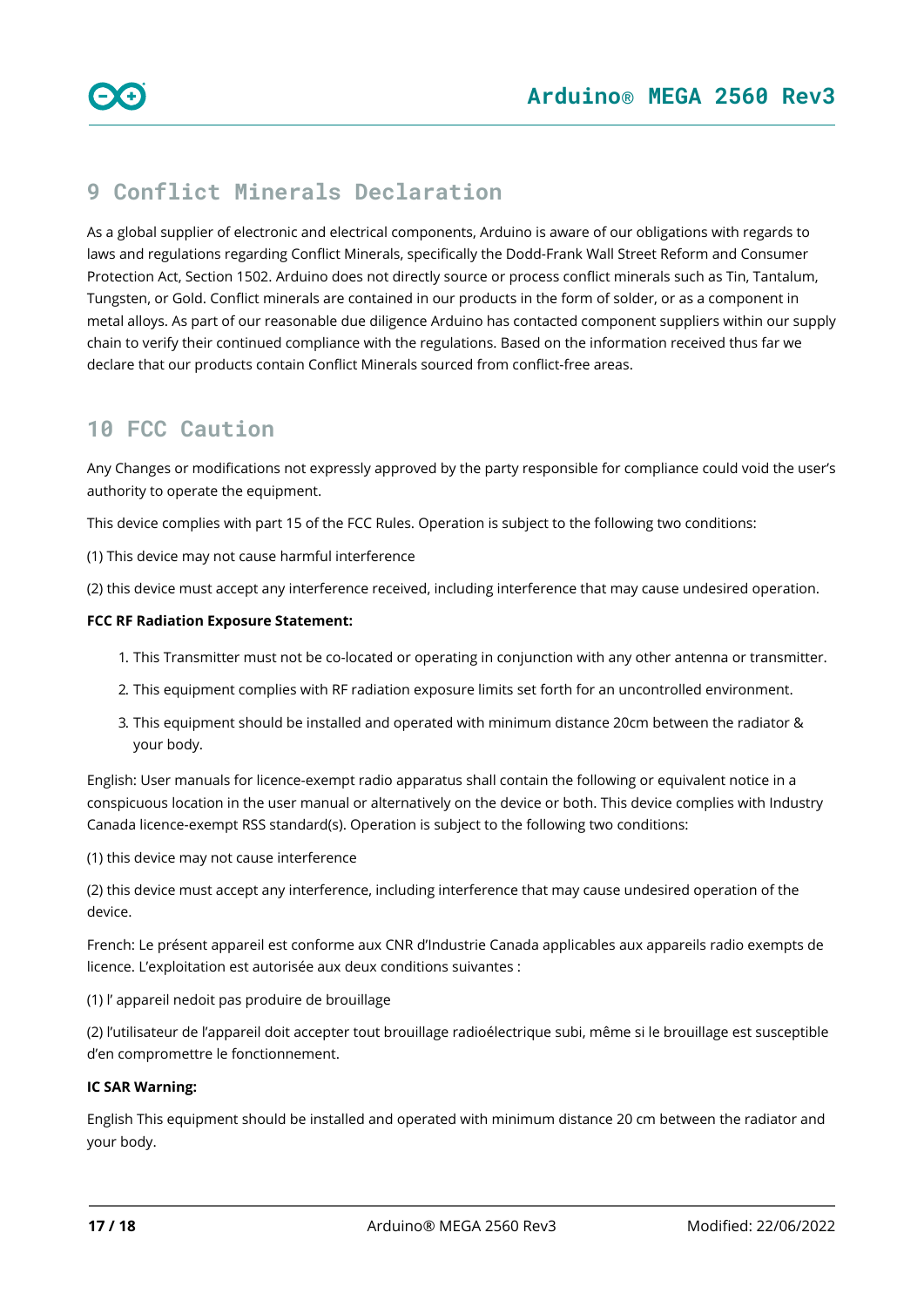## 9 Conflict Minerals Declaration

As a global supplier of electronic and electrical components, Arduino is aware of our obligations with regards to laws and regulations regarding Conflict Minerals, specifically the Dodd-Frank Wall Street Reform and Consumer Protection Act, Section 1502. Arduino does not directly source or process conflict minerals such as Tin, Tantalum, Tungsten, or Gold. Conflict minerals are contained in our products in the form of solder, or as a component in metal alloys. As part of our reasonable due diligence Arduino has contacted component suppliers within our supply chain to verify their continued compliance with the regulations. Based on the information received thus far we declare that our products contain Conflict Minerals sourced from conflict-free areas.

## 10 FCC Caution

Any Changes or modifications not expressly approved by the party responsible for compliance could void the user's authority to operate the equipment.

This device complies with part 15 of the FCC Rules. Operation is subject to the following two conditions:

(1) This device may not cause harmful interference

(2) this device must accept any interference received, including interference that may cause undesired operation.

**FCC RF Radiation Exposure Statement:**

1. This Transmitter must not be co-located or operating in conjunction with any other antenna or transmitter.
2. This equipment complies with RF radiation exposure limits set forth for an uncontrolled environment.
3. This equipment should be installed and operated with minimum distance 20cm between the radiator & your body.

English: User manuals for licence-exempt radio apparatus shall contain the following or equivalent notice in a conspicuous location in the user manual or alternatively on the device or both. This device complies with Industry Canada licence-exempt RSS standard(s). Operation is subject to the following two conditions:

(1) this device may not cause interference

(2) this device must accept any interference, including interference that may cause undesired operation of the device.

French: Le présent appareil est conforme aux CNR d'Industrie Canada applicables aux appareils radio exempts de licence. L'exploitation est autorisée aux deux conditions suivantes :

(1) l' appareil nedoit pas produire de brouillage

(2) l'utilisateur de l'appareil doit accepter tout brouillage radioélectrique subi, même si le brouillage est susceptible d'en compromettre le fonctionnement.

**IC SAR Warning:**

English This equipment should be installed and operated with minimum distance 20 cm between the radiator and your body.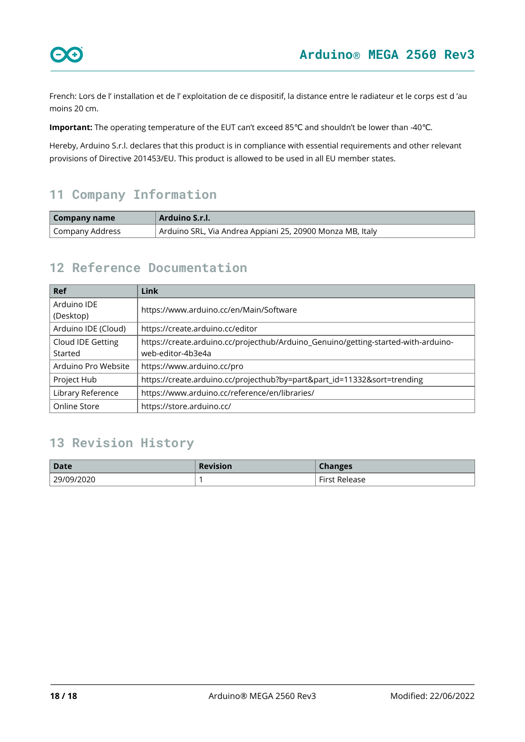French: Lors de l' installation et de l' exploitation de ce dispositif, la distance entre le radiateur et le corps est d 'au moins 20 cm.

**Important:** The operating temperature of the EUT can't exceed 85℃ and shouldn't be lower than -40℃.

Hereby, Arduino S.r.l. declares that this product is in compliance with essential requirements and other relevant provisions of Directive 201453/EU. This product is allowed to be used in all EU member states.

## 11 Company Information

| Company name | Arduino S.r.l. |
|---|---|
| Company Address | Arduino SRL, Via Andrea Appiani 25, 20900 Monza MB, Italy |

## 12 Reference Documentation

| Ref | Link |
|---|---|
| Arduino IDE (Desktop) | https://www.arduino.cc/en/Main/Software |
| Arduino IDE (Cloud) | https://create.arduino.cc/editor |
| Cloud IDE Getting Started | https://create.arduino.cc/projecthub/Arduino_Genuino/getting-started-with-arduino-web-editor-4b3e4a |
| Arduino Pro Website | https://www.arduino.cc/pro |
| Project Hub | https://create.arduino.cc/projecthub?by=part&part_id=11332&sort=trending |
| Library Reference | https://www.arduino.cc/reference/en/libraries/ |
| Online Store | https://store.arduino.cc/ |

## 13 Revision History

| Date | Revision | Changes |
|---|---|---|
| 29/09/2020 | 1 | First Release |